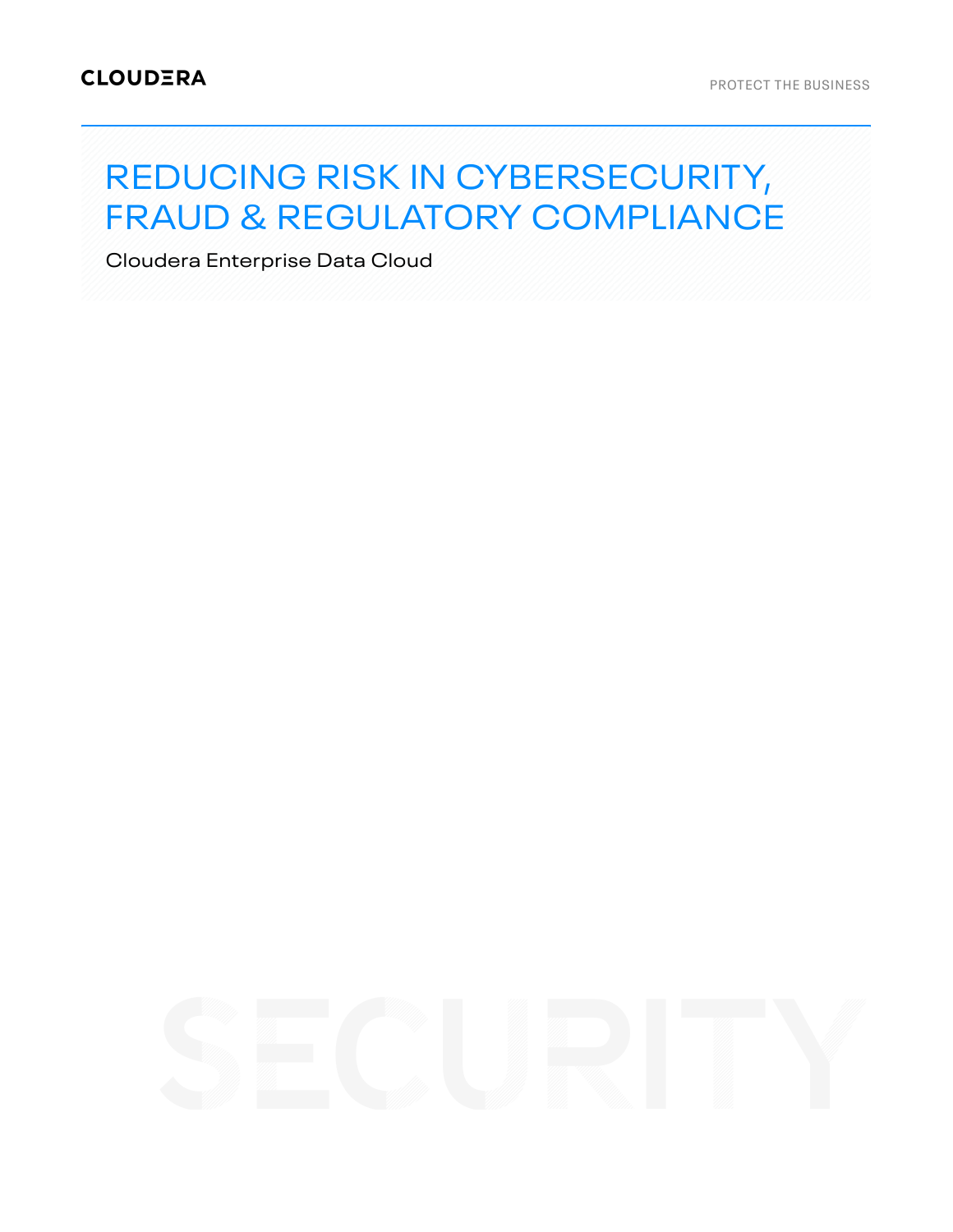# REDUCING RISK IN CYBERSECURITY, FRAUD & REGULATORY COMPLIANCE

Cloudera Enterprise Data Cloud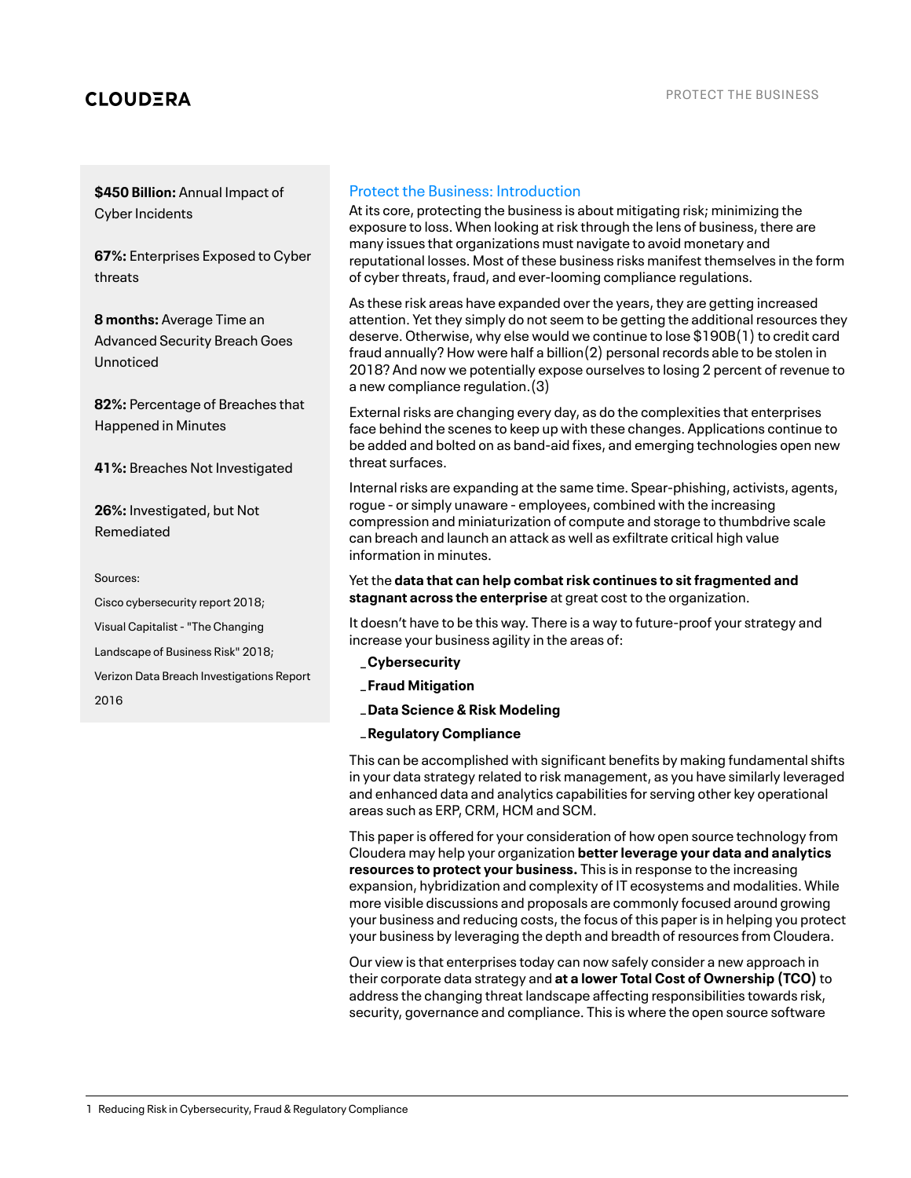**$450 Billion:** Annual Impact of Cyber Incidents

**67%:** Enterprises Exposed to Cyber threats

**8 months:** Average Time an Advanced Security Breach Goes Unnoticed

**82%:** Percentage of Breaches that Happened in Minutes

**41%:** Breaches Not Investigated

**26%:** Investigated, but Not Remediated

Sources:

Cisco cybersecurity report 2018;

Visual Capitalist - "The Changing Landscape of Business Risk" 2018;

Verizon Data Breach Investigations Report 2016

## Protect the Business: Introduction

At its core, protecting the business is about mitigating risk; minimizing the exposure to loss. When looking at risk through the lens of business, there are many issues that organizations must navigate to avoid monetary and reputational losses. Most of these business risks manifest themselves in the form of cyber threats, fraud, and ever-looming compliance regulations.

As these risk areas have expanded over the years, they are getting increased attention. Yet they simply do not seem to be getting the additional resources they deserve. Otherwise, why else would we continue to lose $190B(1) to credit card fraud annually? How were half a billion(2) personal records able to be stolen in 2018? And now we potentially expose ourselves to losing 2 percent of revenue to a new compliance regulation.(3)

External risks are changing every day, as do the complexities that enterprises face behind the scenes to keep up with these changes. Applications continue to be added and bolted on as band-aid fixes, and emerging technologies open new threat surfaces.

Internal risks are expanding at the same time. Spear-phishing, activists, agents, rogue - or simply unaware - employees, combined with the increasing compression and miniaturization of compute and storage to thumbdrive scale can breach and launch an attack as well as exfiltrate critical high value information in minutes.

Yet the **data that can help combat risk continues to sit fragmented and stagnant across the enterprise** at great cost to the organization.

It doesn't have to be this way. There is a way to future-proof your strategy and increase your business agility in the areas of:

- **Cybersecurity**
- **Fraud Mitigation**
- **Data Science & Risk Modeling**
- **Regulatory Compliance**

This can be accomplished with significant benefits by making fundamental shifts in your data strategy related to risk management, as you have similarly leveraged and enhanced data and analytics capabilities for serving other key operational areas such as ERP, CRM, HCM and SCM.

This paper is offered for your consideration of how open source technology from Cloudera may help your organization **better leverage your data and analytics resources to protect your business.** This is in response to the increasing expansion, hybridization and complexity of IT ecosystems and modalities. While more visible discussions and proposals are commonly focused around growing your business and reducing costs, the focus of this paper is in helping you protect your business by leveraging the depth and breadth of resources from Cloudera.

Our view is that enterprises today can now safely consider a new approach in their corporate data strategy and **at a lower Total Cost of Ownership (TCO)** to address the changing threat landscape affecting responsibilities towards risk, security, governance and compliance. This is where the open source software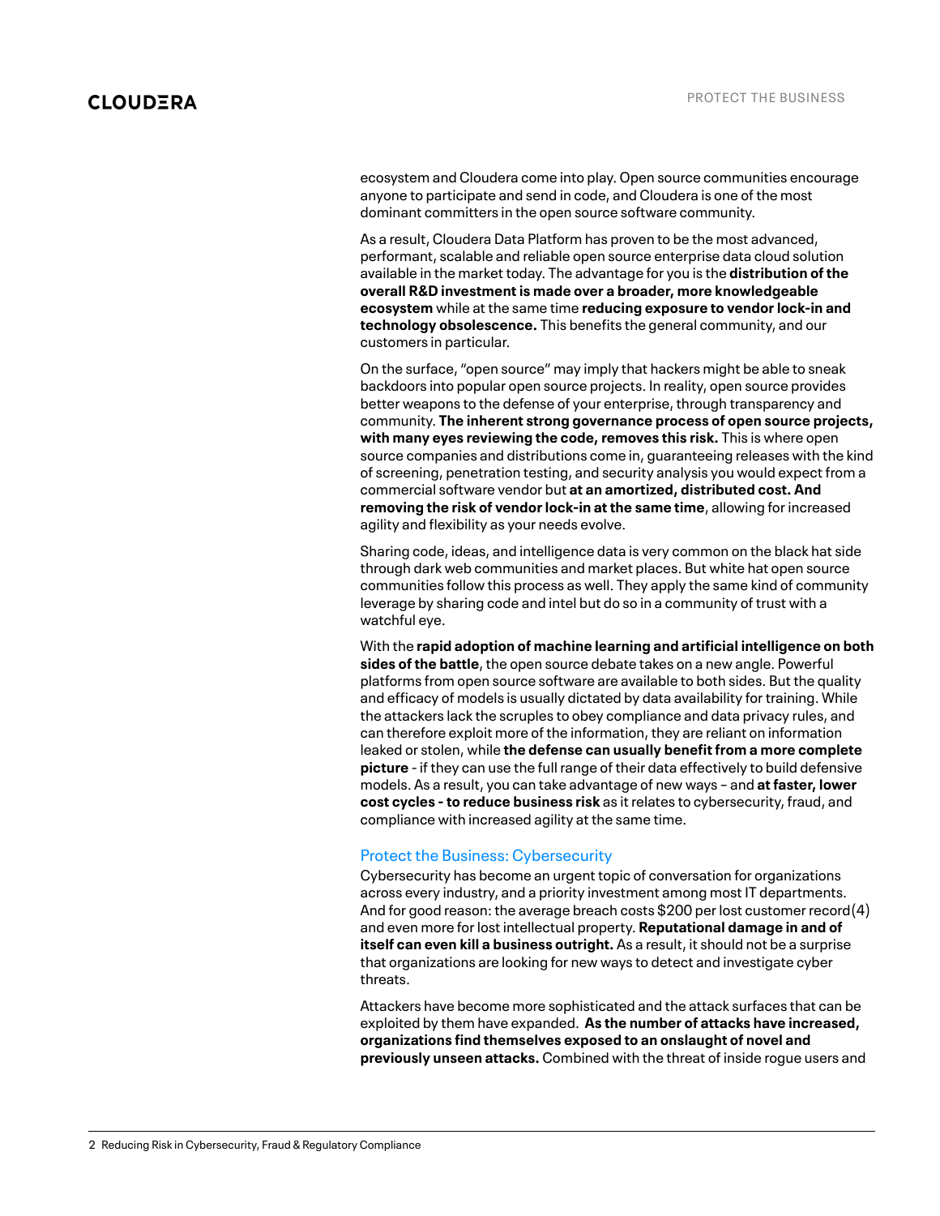ecosystem and Cloudera come into play. Open source communities encourage anyone to participate and send in code, and Cloudera is one of the most dominant committers in the open source software community.

As a result, Cloudera Data Platform has proven to be the most advanced, performant, scalable and reliable open source enterprise data cloud solution available in the market today. The advantage for you is the **distribution of the overall R&D investment is made over a broader, more knowledgeable ecosystem** while at the same time **reducing exposure to vendor lock-in and technology obsolescence.** This benefits the general community, and our customers in particular.

On the surface, "open source" may imply that hackers might be able to sneak backdoors into popular open source projects. In reality, open source provides better weapons to the defense of your enterprise, through transparency and community. **The inherent strong governance process of open source projects, with many eyes reviewing the code, removes this risk.** This is where open source companies and distributions come in, guaranteeing releases with the kind of screening, penetration testing, and security analysis you would expect from a commercial software vendor but **at an amortized, distributed cost. And removing the risk of vendor lock-in at the same time**, allowing for increased agility and flexibility as your needs evolve.

Sharing code, ideas, and intelligence data is very common on the black hat side through dark web communities and market places. But white hat open source communities follow this process as well. They apply the same kind of community leverage by sharing code and intel but do so in a community of trust with a watchful eye.

With the **rapid adoption of machine learning and artificial intelligence on both sides of the battle**, the open source debate takes on a new angle. Powerful platforms from open source software are available to both sides. But the quality and efficacy of models is usually dictated by data availability for training. While the attackers lack the scruples to obey compliance and data privacy rules, and can therefore exploit more of the information, they are reliant on information leaked or stolen, while **the defense can usually benefit from a more complete picture** - if they can use the full range of their data effectively to build defensive models. As a result, you can take advantage of new ways – and **at faster, lower cost cycles - to reduce business risk** as it relates to cybersecurity, fraud, and compliance with increased agility at the same time.

## Protect the Business: Cybersecurity

Cybersecurity has become an urgent topic of conversation for organizations across every industry, and a priority investment among most IT departments. And for good reason: the average breach costs $200 per lost customer record(4) and even more for lost intellectual property. **Reputational damage in and of itself can even kill a business outright.** As a result, it should not be a surprise that organizations are looking for new ways to detect and investigate cyber threats.

Attackers have become more sophisticated and the attack surfaces that can be exploited by them have expanded. **As the number of attacks have increased, organizations find themselves exposed to an onslaught of novel and previously unseen attacks.** Combined with the threat of inside rogue users and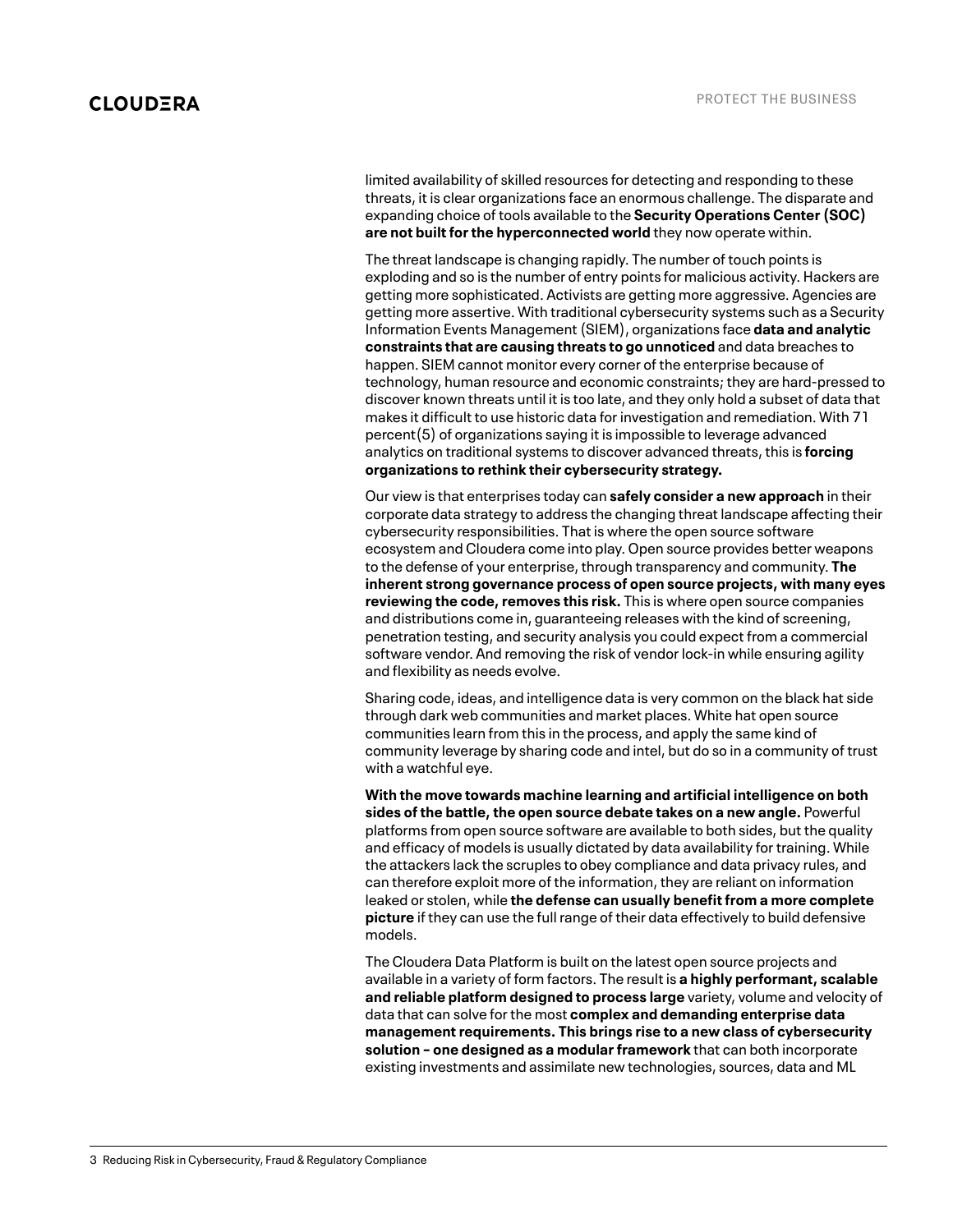limited availability of skilled resources for detecting and responding to these threats, it is clear organizations face an enormous challenge. The disparate and expanding choice of tools available to the **Security Operations Center (SOC) are not built for the hyperconnected world** they now operate within.

The threat landscape is changing rapidly. The number of touch points is exploding and so is the number of entry points for malicious activity. Hackers are getting more sophisticated. Activists are getting more aggressive. Agencies are getting more assertive. With traditional cybersecurity systems such as a Security Information Events Management (SIEM), organizations face **data and analytic constraints that are causing threats to go unnoticed** and data breaches to happen. SIEM cannot monitor every corner of the enterprise because of technology, human resource and economic constraints; they are hard-pressed to discover known threats until it is too late, and they only hold a subset of data that makes it difficult to use historic data for investigation and remediation. With 71 percent(5) of organizations saying it is impossible to leverage advanced analytics on traditional systems to discover advanced threats, this is **forcing organizations to rethink their cybersecurity strategy.**

Our view is that enterprises today can **safely consider a new approach** in their corporate data strategy to address the changing threat landscape affecting their cybersecurity responsibilities. That is where the open source software ecosystem and Cloudera come into play. Open source provides better weapons to the defense of your enterprise, through transparency and community. **The inherent strong governance process of open source projects, with many eyes reviewing the code, removes this risk.** This is where open source companies and distributions come in, guaranteeing releases with the kind of screening, penetration testing, and security analysis you could expect from a commercial software vendor. And removing the risk of vendor lock-in while ensuring agility and flexibility as needs evolve.

Sharing code, ideas, and intelligence data is very common on the black hat side through dark web communities and market places. White hat open source communities learn from this in the process, and apply the same kind of community leverage by sharing code and intel, but do so in a community of trust with a watchful eye.

**With the move towards machine learning and artificial intelligence on both sides of the battle, the open source debate takes on a new angle.** Powerful platforms from open source software are available to both sides, but the quality and efficacy of models is usually dictated by data availability for training. While the attackers lack the scruples to obey compliance and data privacy rules, and can therefore exploit more of the information, they are reliant on information leaked or stolen, while **the defense can usually benefit from a more complete picture** if they can use the full range of their data effectively to build defensive models.

The Cloudera Data Platform is built on the latest open source projects and available in a variety of form factors. The result is **a highly performant, scalable and reliable platform designed to process large** variety, volume and velocity of data that can solve for the most **complex and demanding enterprise data management requirements. This brings rise to a new class of cybersecurity solution – one designed as a modular framework** that can both incorporate existing investments and assimilate new technologies, sources, data and ML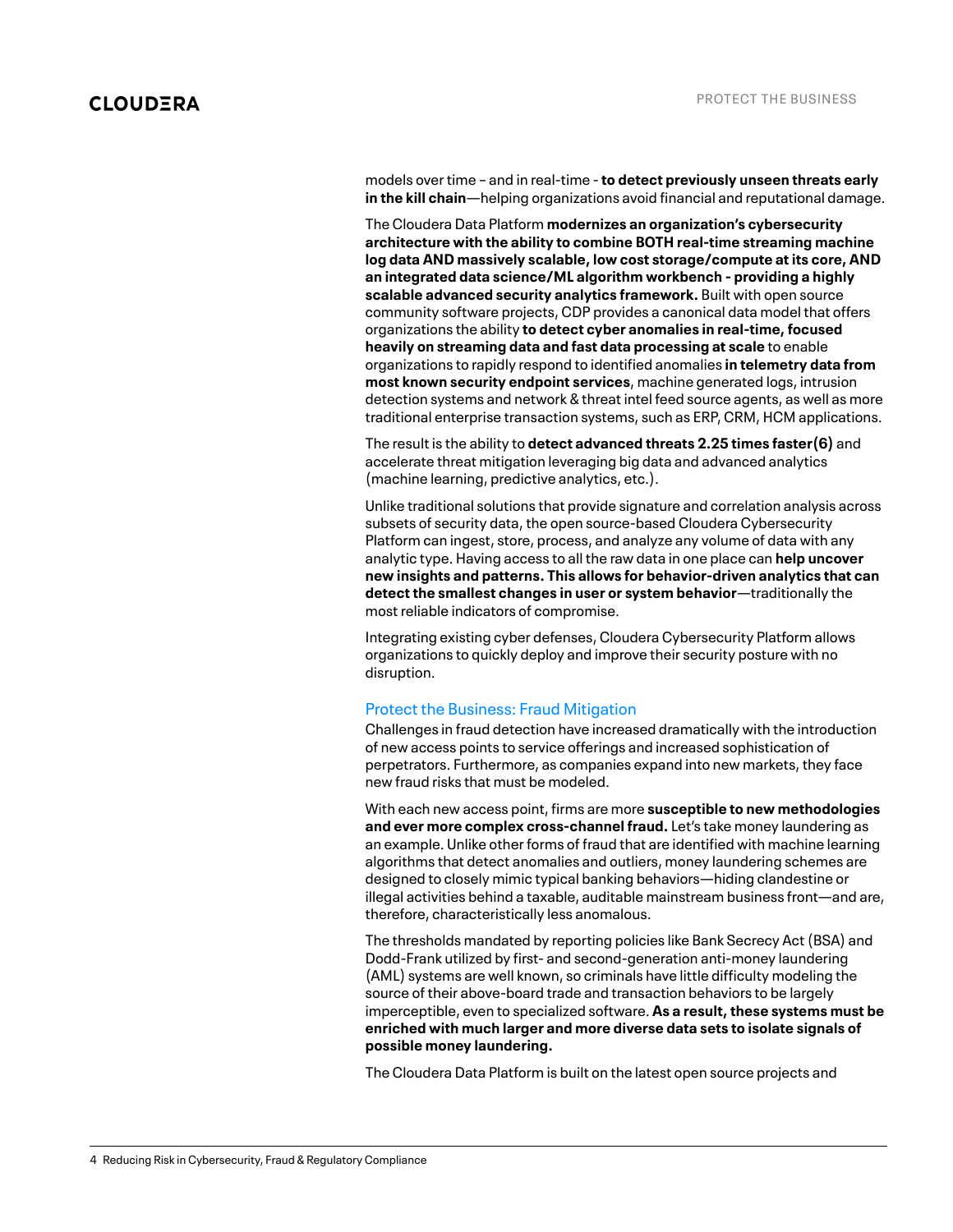models over time – and in real-time - **to detect previously unseen threats early in the kill chain**—helping organizations avoid financial and reputational damage.

The Cloudera Data Platform **modernizes an organization's cybersecurity architecture with the ability to combine BOTH real-time streaming machine log data AND massively scalable, low cost storage/compute at its core, AND an integrated data science/ML algorithm workbench - providing a highly scalable advanced security analytics framework.** Built with open source community software projects, CDP provides a canonical data model that offers organizations the ability **to detect cyber anomalies in real-time, focused heavily on streaming data and fast data processing at scale** to enable organizations to rapidly respond to identified anomalies **in telemetry data from most known security endpoint services**, machine generated logs, intrusion detection systems and network & threat intel feed source agents, as well as more traditional enterprise transaction systems, such as ERP, CRM, HCM applications.

The result is the ability to **detect advanced threats 2.25 times faster(6)** and accelerate threat mitigation leveraging big data and advanced analytics (machine learning, predictive analytics, etc.).

Unlike traditional solutions that provide signature and correlation analysis across subsets of security data, the open source-based Cloudera Cybersecurity Platform can ingest, store, process, and analyze any volume of data with any analytic type. Having access to all the raw data in one place can **help uncover new insights and patterns. This allows for behavior-driven analytics that can detect the smallest changes in user or system behavior**—traditionally the most reliable indicators of compromise.

Integrating existing cyber defenses, Cloudera Cybersecurity Platform allows organizations to quickly deploy and improve their security posture with no disruption.

## Protect the Business: Fraud Mitigation

Challenges in fraud detection have increased dramatically with the introduction of new access points to service offerings and increased sophistication of perpetrators. Furthermore, as companies expand into new markets, they face new fraud risks that must be modeled.

With each new access point, firms are more **susceptible to new methodologies and ever more complex cross-channel fraud.** Let's take money laundering as an example. Unlike other forms of fraud that are identified with machine learning algorithms that detect anomalies and outliers, money laundering schemes are designed to closely mimic typical banking behaviors—hiding clandestine or illegal activities behind a taxable, auditable mainstream business front—and are, therefore, characteristically less anomalous.

The thresholds mandated by reporting policies like Bank Secrecy Act (BSA) and Dodd-Frank utilized by first- and second-generation anti-money laundering (AML) systems are well known, so criminals have little difficulty modeling the source of their above-board trade and transaction behaviors to be largely imperceptible, even to specialized software. **As a result, these systems must be enriched with much larger and more diverse data sets to isolate signals of possible money laundering.**

The Cloudera Data Platform is built on the latest open source projects and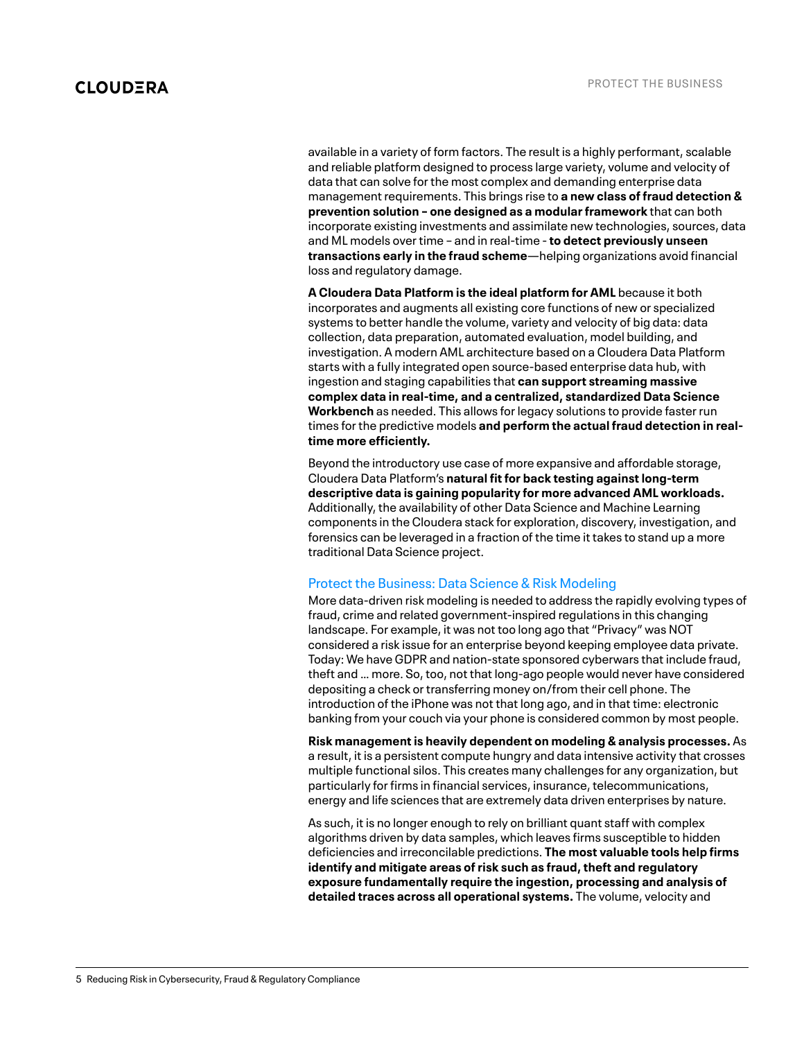available in a variety of form factors. The result is a highly performant, scalable and reliable platform designed to process large variety, volume and velocity of data that can solve for the most complex and demanding enterprise data management requirements. This brings rise to **a new class of fraud detection & prevention solution – one designed as a modular framework** that can both incorporate existing investments and assimilate new technologies, sources, data and ML models over time – and in real-time - **to detect previously unseen transactions early in the fraud scheme**—helping organizations avoid financial loss and regulatory damage.

**A Cloudera Data Platform is the ideal platform for AML** because it both incorporates and augments all existing core functions of new or specialized systems to better handle the volume, variety and velocity of big data: data collection, data preparation, automated evaluation, model building, and investigation. A modern AML architecture based on a Cloudera Data Platform starts with a fully integrated open source-based enterprise data hub, with ingestion and staging capabilities that **can support streaming massive complex data in real-time, and a centralized, standardized Data Science Workbench** as needed. This allows for legacy solutions to provide faster run times for the predictive models **and perform the actual fraud detection in real-time more efficiently.**

Beyond the introductory use case of more expansive and affordable storage, Cloudera Data Platform's **natural fit for back testing against long-term descriptive data is gaining popularity for more advanced AML workloads.** Additionally, the availability of other Data Science and Machine Learning components in the Cloudera stack for exploration, discovery, investigation, and forensics can be leveraged in a fraction of the time it takes to stand up a more traditional Data Science project.

## Protect the Business: Data Science & Risk Modeling

More data-driven risk modeling is needed to address the rapidly evolving types of fraud, crime and related government-inspired regulations in this changing landscape. For example, it was not too long ago that "Privacy" was NOT considered a risk issue for an enterprise beyond keeping employee data private. Today: We have GDPR and nation-state sponsored cyberwars that include fraud, theft and … more. So, too, not that long-ago people would never have considered depositing a check or transferring money on/from their cell phone. The introduction of the iPhone was not that long ago, and in that time: electronic banking from your couch via your phone is considered common by most people.

**Risk management is heavily dependent on modeling & analysis processes.** As a result, it is a persistent compute hungry and data intensive activity that crosses multiple functional silos. This creates many challenges for any organization, but particularly for firms in financial services, insurance, telecommunications, energy and life sciences that are extremely data driven enterprises by nature.

As such, it is no longer enough to rely on brilliant quant staff with complex algorithms driven by data samples, which leaves firms susceptible to hidden deficiencies and irreconcilable predictions. **The most valuable tools help firms identify and mitigate areas of risk such as fraud, theft and regulatory exposure fundamentally require the ingestion, processing and analysis of detailed traces across all operational systems.** The volume, velocity and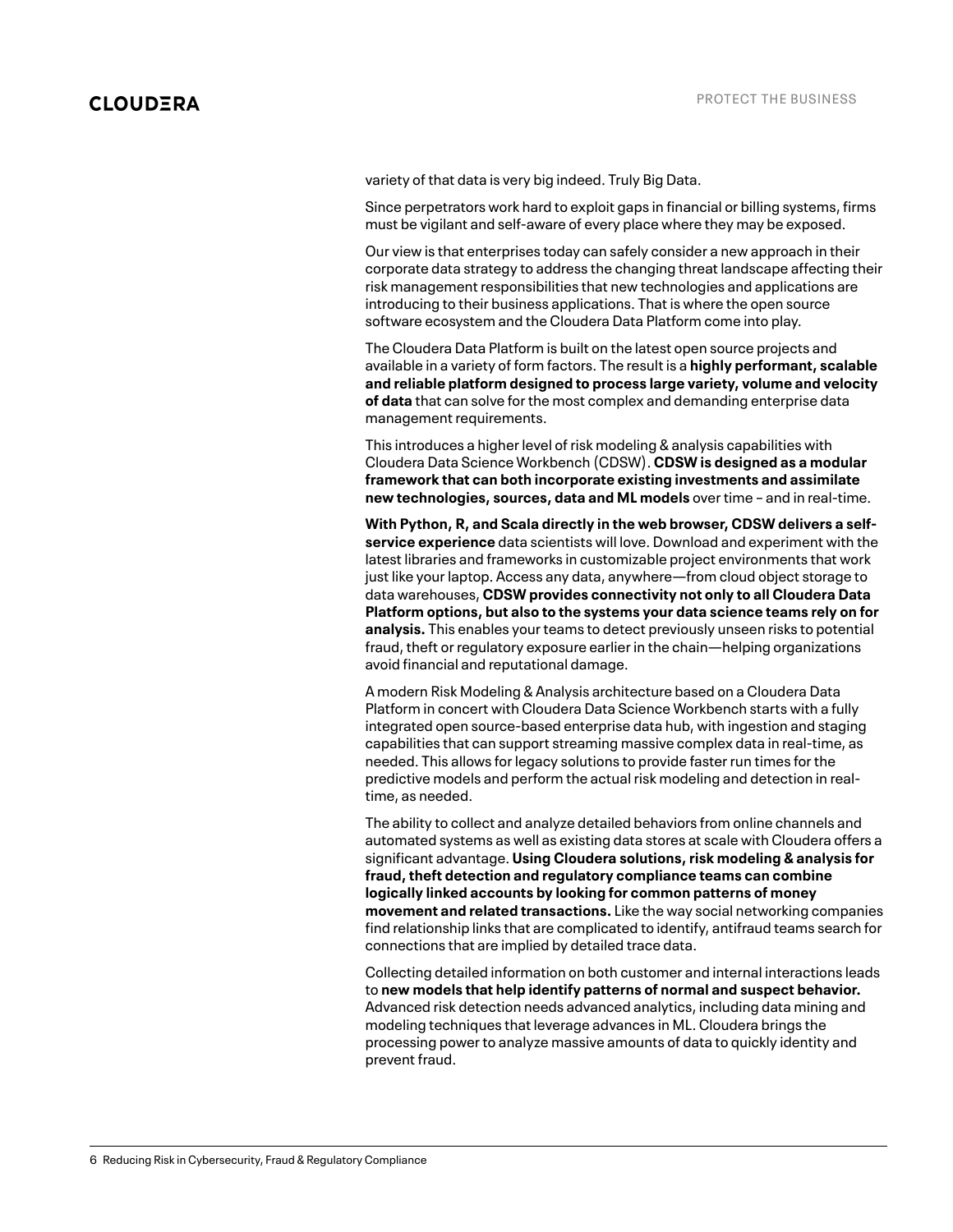variety of that data is very big indeed. Truly Big Data.

Since perpetrators work hard to exploit gaps in financial or billing systems, firms must be vigilant and self-aware of every place where they may be exposed.

Our view is that enterprises today can safely consider a new approach in their corporate data strategy to address the changing threat landscape affecting their risk management responsibilities that new technologies and applications are introducing to their business applications. That is where the open source software ecosystem and the Cloudera Data Platform come into play.

The Cloudera Data Platform is built on the latest open source projects and available in a variety of form factors. The result is a **highly performant, scalable and reliable platform designed to process large variety, volume and velocity of data** that can solve for the most complex and demanding enterprise data management requirements.

This introduces a higher level of risk modeling & analysis capabilities with Cloudera Data Science Workbench (CDSW). **CDSW is designed as a modular framework that can both incorporate existing investments and assimilate new technologies, sources, data and ML models** over time – and in real-time.

**With Python, R, and Scala directly in the web browser, CDSW delivers a self-service experience** data scientists will love. Download and experiment with the latest libraries and frameworks in customizable project environments that work just like your laptop. Access any data, anywhere—from cloud object storage to data warehouses, **CDSW provides connectivity not only to all Cloudera Data Platform options, but also to the systems your data science teams rely on for analysis.** This enables your teams to detect previously unseen risks to potential fraud, theft or regulatory exposure earlier in the chain—helping organizations avoid financial and reputational damage.

A modern Risk Modeling & Analysis architecture based on a Cloudera Data Platform in concert with Cloudera Data Science Workbench starts with a fully integrated open source-based enterprise data hub, with ingestion and staging capabilities that can support streaming massive complex data in real-time, as needed. This allows for legacy solutions to provide faster run times for the predictive models and perform the actual risk modeling and detection in real-time, as needed.

The ability to collect and analyze detailed behaviors from online channels and automated systems as well as existing data stores at scale with Cloudera offers a significant advantage. **Using Cloudera solutions, risk modeling & analysis for fraud, theft detection and regulatory compliance teams can combine logically linked accounts by looking for common patterns of money movement and related transactions.** Like the way social networking companies find relationship links that are complicated to identify, antifraud teams search for connections that are implied by detailed trace data.

Collecting detailed information on both customer and internal interactions leads to **new models that help identify patterns of normal and suspect behavior.** Advanced risk detection needs advanced analytics, including data mining and modeling techniques that leverage advances in ML. Cloudera brings the processing power to analyze massive amounts of data to quickly identity and prevent fraud.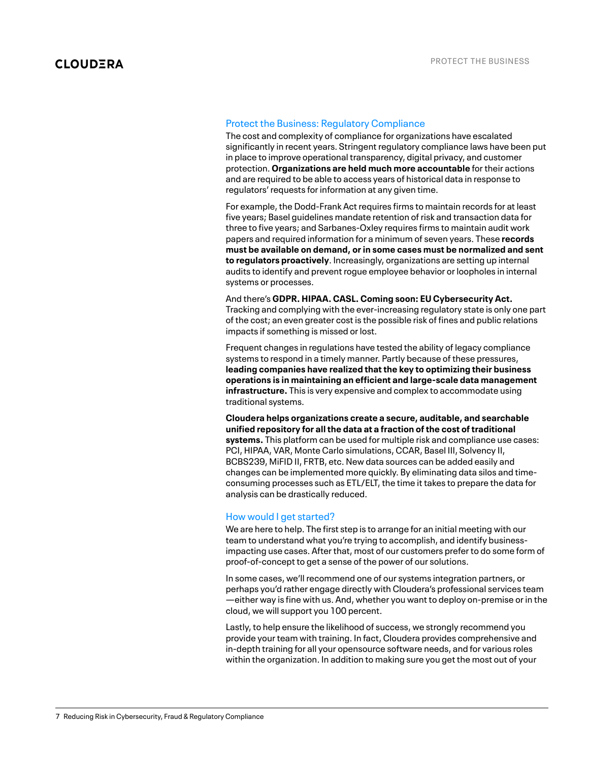## Protect the Business: Regulatory Compliance

The cost and complexity of compliance for organizations have escalated significantly in recent years. Stringent regulatory compliance laws have been put in place to improve operational transparency, digital privacy, and customer protection. **Organizations are held much more accountable** for their actions and are required to be able to access years of historical data in response to regulators' requests for information at any given time.

For example, the Dodd-Frank Act requires firms to maintain records for at least five years; Basel guidelines mandate retention of risk and transaction data for three to five years; and Sarbanes-Oxley requires firms to maintain audit work papers and required information for a minimum of seven years. These **records must be available on demand, or in some cases must be normalized and sent to regulators proactively**. Increasingly, organizations are setting up internal audits to identify and prevent rogue employee behavior or loopholes in internal systems or processes.

And there's **GDPR. HIPAA. CASL. Coming soon: EU Cybersecurity Act.** Tracking and complying with the ever-increasing regulatory state is only one part of the cost; an even greater cost is the possible risk of fines and public relations impacts if something is missed or lost.

Frequent changes in regulations have tested the ability of legacy compliance systems to respond in a timely manner. Partly because of these pressures, **leading companies have realized that the key to optimizing their business operations is in maintaining an efficient and large-scale data management infrastructure.** This is very expensive and complex to accommodate using traditional systems.

**Cloudera helps organizations create a secure, auditable, and searchable unified repository for all the data at a fraction of the cost of traditional systems.** This platform can be used for multiple risk and compliance use cases: PCI, HIPAA, VAR, Monte Carlo simulations, CCAR, Basel III, Solvency II, BCBS239, MiFID II, FRTB, etc. New data sources can be added easily and changes can be implemented more quickly. By eliminating data silos and time-consuming processes such as ETL/ELT, the time it takes to prepare the data for analysis can be drastically reduced.

## How would I get started?

We are here to help. The first step is to arrange for an initial meeting with our team to understand what you're trying to accomplish, and identify business-impacting use cases. After that, most of our customers prefer to do some form of proof-of-concept to get a sense of the power of our solutions.

In some cases, we'll recommend one of our systems integration partners, or perhaps you'd rather engage directly with Cloudera's professional services team —either way is fine with us. And, whether you want to deploy on-premise or in the cloud, we will support you 100 percent.

Lastly, to help ensure the likelihood of success, we strongly recommend you provide your team with training. In fact, Cloudera provides comprehensive and in-depth training for all your opensource software needs, and for various roles within the organization. In addition to making sure you get the most out of your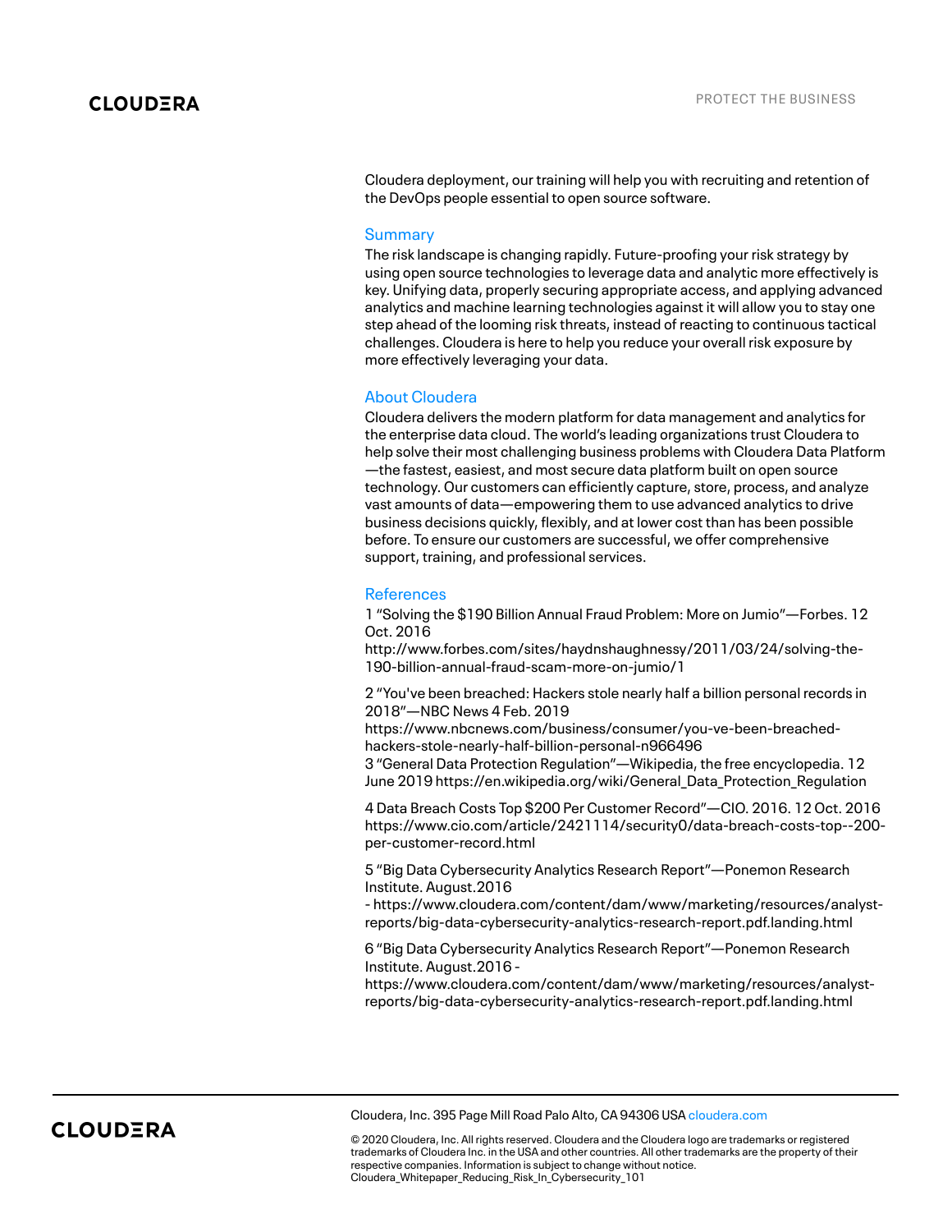Cloudera deployment, our training will help you with recruiting and retention of the DevOps people essential to open source software.

## Summary

The risk landscape is changing rapidly. Future-proofing your risk strategy by using open source technologies to leverage data and analytic more effectively is key. Unifying data, properly securing appropriate access, and applying advanced analytics and machine learning technologies against it will allow you to stay one step ahead of the looming risk threats, instead of reacting to continuous tactical challenges. Cloudera is here to help you reduce your overall risk exposure by more effectively leveraging your data.

## About Cloudera

Cloudera delivers the modern platform for data management and analytics for the enterprise data cloud. The world's leading organizations trust Cloudera to help solve their most challenging business problems with Cloudera Data Platform—the fastest, easiest, and most secure data platform built on open source technology. Our customers can efficiently capture, store, process, and analyze vast amounts of data—empowering them to use advanced analytics to drive business decisions quickly, flexibly, and at lower cost than has been possible before. To ensure our customers are successful, we offer comprehensive support, training, and professional services.

## References

1 "Solving the $190 Billion Annual Fraud Problem: More on Jumio"—Forbes. 12 Oct. 2016
http://www.forbes.com/sites/haydnshaughnessy/2011/03/24/solving-the-190-billion-annual-fraud-scam-more-on-jumio/1

2 "You've been breached: Hackers stole nearly half a billion personal records in 2018"—NBC News 4 Feb. 2019
https://www.nbcnews.com/business/consumer/you-ve-been-breached-hackers-stole-nearly-half-billion-personal-n966496

3 "General Data Protection Regulation"—Wikipedia, the free encyclopedia. 12 June 2019 https://en.wikipedia.org/wiki/General_Data_Protection_Regulation

4 Data Breach Costs Top $200 Per Customer Record"—CIO. 2016. 12 Oct. 2016
https://www.cio.com/article/2421114/security0/data-breach-costs-top--200-per-customer-record.html

5 "Big Data Cybersecurity Analytics Research Report"—Ponemon Research Institute. August.2016
- https://www.cloudera.com/content/dam/www/marketing/resources/analyst-reports/big-data-cybersecurity-analytics-research-report.pdf.landing.html

6 "Big Data Cybersecurity Analytics Research Report"—Ponemon Research Institute. August.2016 -
https://www.cloudera.com/content/dam/www/marketing/resources/analyst-reports/big-data-cybersecurity-analytics-research-report.pdf.landing.html

Cloudera, Inc. 395 Page Mill Road Palo Alto, CA 94306 USA cloudera.com

© 2020 Cloudera, Inc. All rights reserved. Cloudera and the Cloudera logo are trademarks or registered trademarks of Cloudera Inc. in the USA and other countries. All other trademarks are the property of their respective companies. Information is subject to change without notice.
Cloudera_Whitepaper_Reducing_Risk_In_Cybersecurity_101